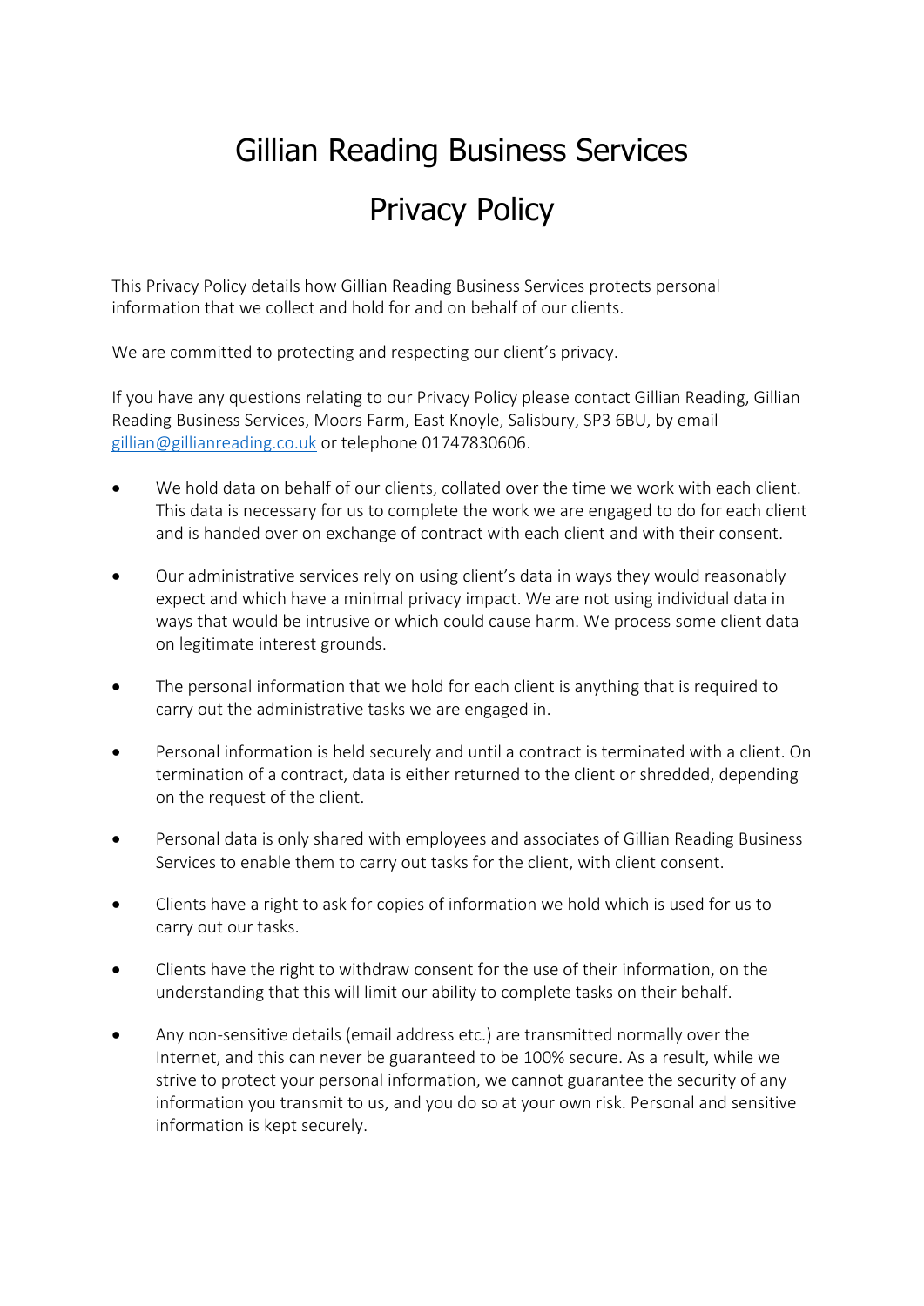# Gillian Reading Business Services

# Privacy Policy

This Privacy Policy details how Gillian Reading Business Services protects personal information that we collect and hold for and on behalf of our clients.

We are committed to protecting and respecting our client's privacy.

If you have any questions relating to our Privacy Policy please contact Gillian Reading, Gillian Reading Business Services, Moors Farm, East Knoyle, Salisbury, SP3 6BU, by email [gillian@gillianreading.co.uk](mailto:gillian@gillianreading.co.uk) or telephone 01747830606.

- We hold data on behalf of our clients, collated over the time we work with each client. This data is necessary for us to complete the work we are engaged to do for each client and is handed over on exchange of contract with each client and with their consent.

- Our administrative services rely on using client's data in ways they would reasonably expect and which have a minimal privacy impact. We are not using individual data in ways that would be intrusive or which could cause harm. We process some client data on legitimate interest grounds.

- The personal information that we hold for each client is anything that is required to carry out the administrative tasks we are engaged in.

- Personal information is held securely and until a contract is terminated with a client. On termination of a contract, data is either returned to the client or shredded, depending on the request of the client.

- Personal data is only shared with employees and associates of Gillian Reading Business Services to enable them to carry out tasks for the client, with client consent.

- Clients have a right to ask for copies of information we hold which is used for us to carry out our tasks.

- Clients have the right to withdraw consent for the use of their information, on the understanding that this will limit our ability to complete tasks on their behalf.

- Any non-sensitive details (email address etc.) are transmitted normally over the Internet, and this can never be guaranteed to be 100% secure. As a result, while we strive to protect your personal information, we cannot guarantee the security of any information you transmit to us, and you do so at your own risk. Personal and sensitive information is kept securely.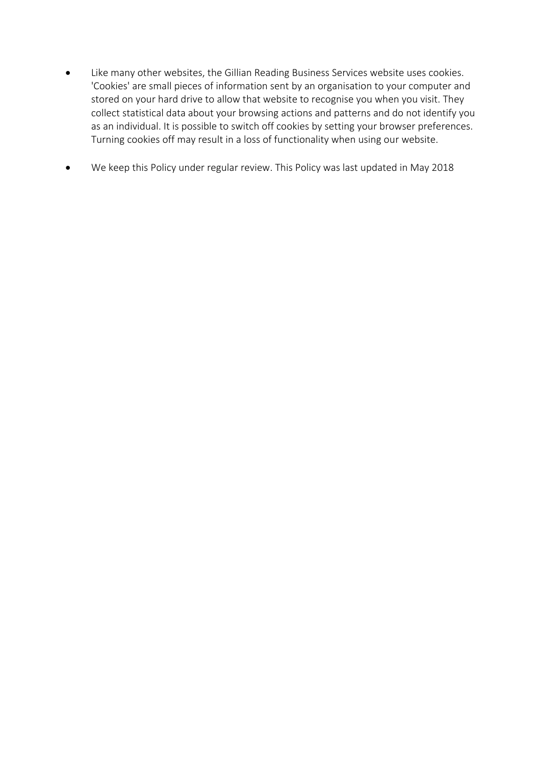- Like many other websites, the Gillian Reading Business Services website uses cookies. 'Cookies' are small pieces of information sent by an organisation to your computer and stored on your hard drive to allow that website to recognise you when you visit. They collect statistical data about your browsing actions and patterns and do not identify you as an individual. It is possible to switch off cookies by setting your browser preferences. Turning cookies off may result in a loss of functionality when using our website.

- We keep this Policy under regular review. This Policy was last updated in May 2018